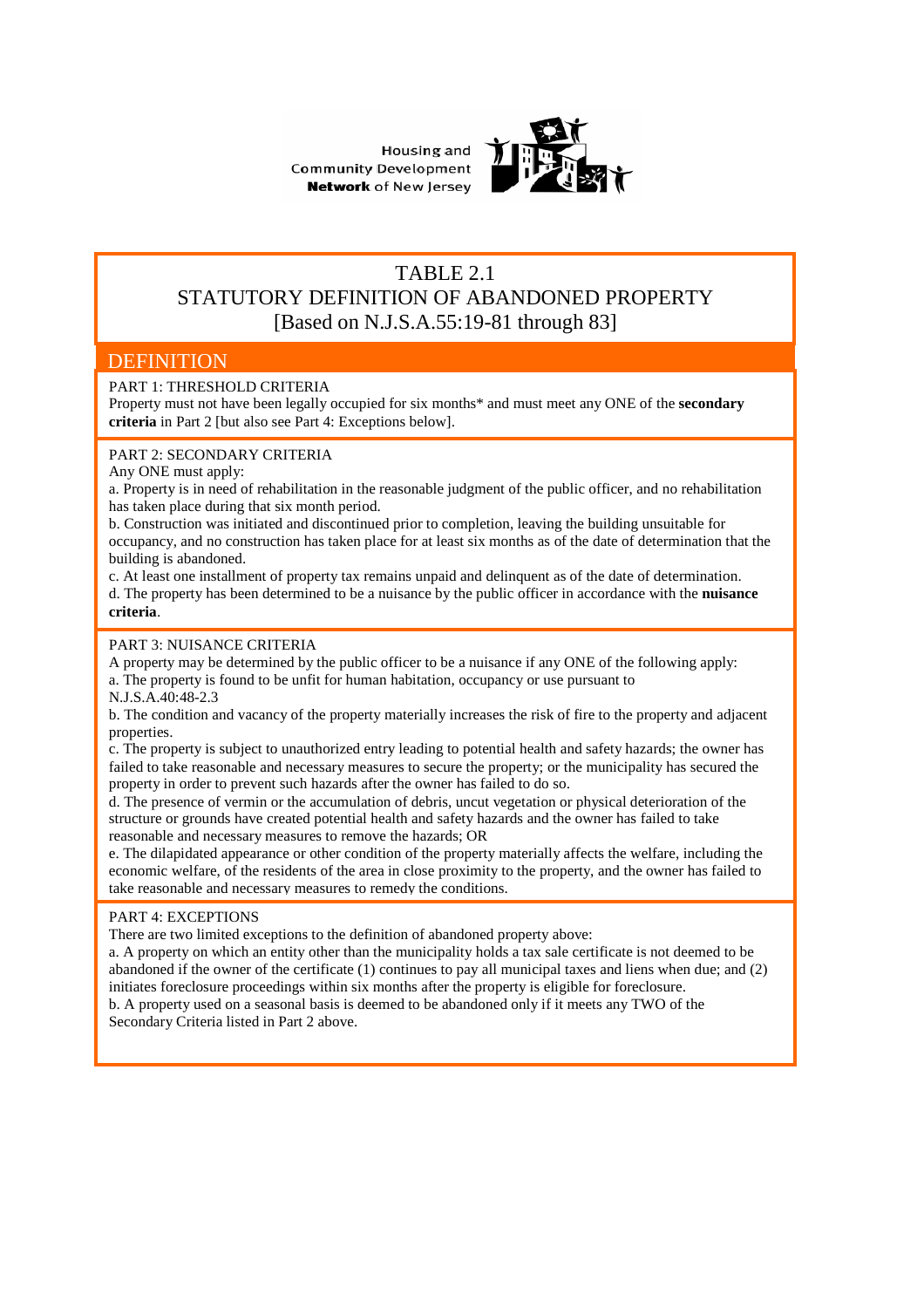Housing and Community Development **Network** of New Jersey

# TABLE 2.1
# STATUTORY DEFINITION OF ABANDONED PROPERTY
## [Based on N.J.S.A.55:19-81 through 83]

## DEFINITION

PART 1: THRESHOLD CRITERIA

Property must not have been legally occupied for six months* and must meet any ONE of the **secondary criteria** in Part 2 [but also see Part 4: Exceptions below].

PART 2: SECONDARY CRITERIA

Any ONE must apply:

a. Property is in need of rehabilitation in the reasonable judgment of the public officer, and no rehabilitation has taken place during that six month period.

b. Construction was initiated and discontinued prior to completion, leaving the building unsuitable for occupancy, and no construction has taken place for at least six months as of the date of determination that the building is abandoned.

c. At least one installment of property tax remains unpaid and delinquent as of the date of determination.

d. The property has been determined to be a nuisance by the public officer in accordance with the **nuisance criteria**.

PART 3: NUISANCE CRITERIA

A property may be determined by the public officer to be a nuisance if any ONE of the following apply:

a. The property is found to be unfit for human habitation, occupancy or use pursuant to N.J.S.A.40:48-2.3

b. The condition and vacancy of the property materially increases the risk of fire to the property and adjacent properties.

c. The property is subject to unauthorized entry leading to potential health and safety hazards; the owner has failed to take reasonable and necessary measures to secure the property; or the municipality has secured the property in order to prevent such hazards after the owner has failed to do so.

d. The presence of vermin or the accumulation of debris, uncut vegetation or physical deterioration of the structure or grounds have created potential health and safety hazards and the owner has failed to take reasonable and necessary measures to remove the hazards; OR

e. The dilapidated appearance or other condition of the property materially affects the welfare, including the economic welfare, of the residents of the area in close proximity to the property, and the owner has failed to take reasonable and necessary measures to remedy the conditions.

PART 4: EXCEPTIONS

There are two limited exceptions to the definition of abandoned property above:

a. A property on which an entity other than the municipality holds a tax sale certificate is not deemed to be abandoned if the owner of the certificate (1) continues to pay all municipal taxes and liens when due; and (2) initiates foreclosure proceedings within six months after the property is eligible for foreclosure.

b. A property used on a seasonal basis is deemed to be abandoned only if it meets any TWO of the Secondary Criteria listed in Part 2 above.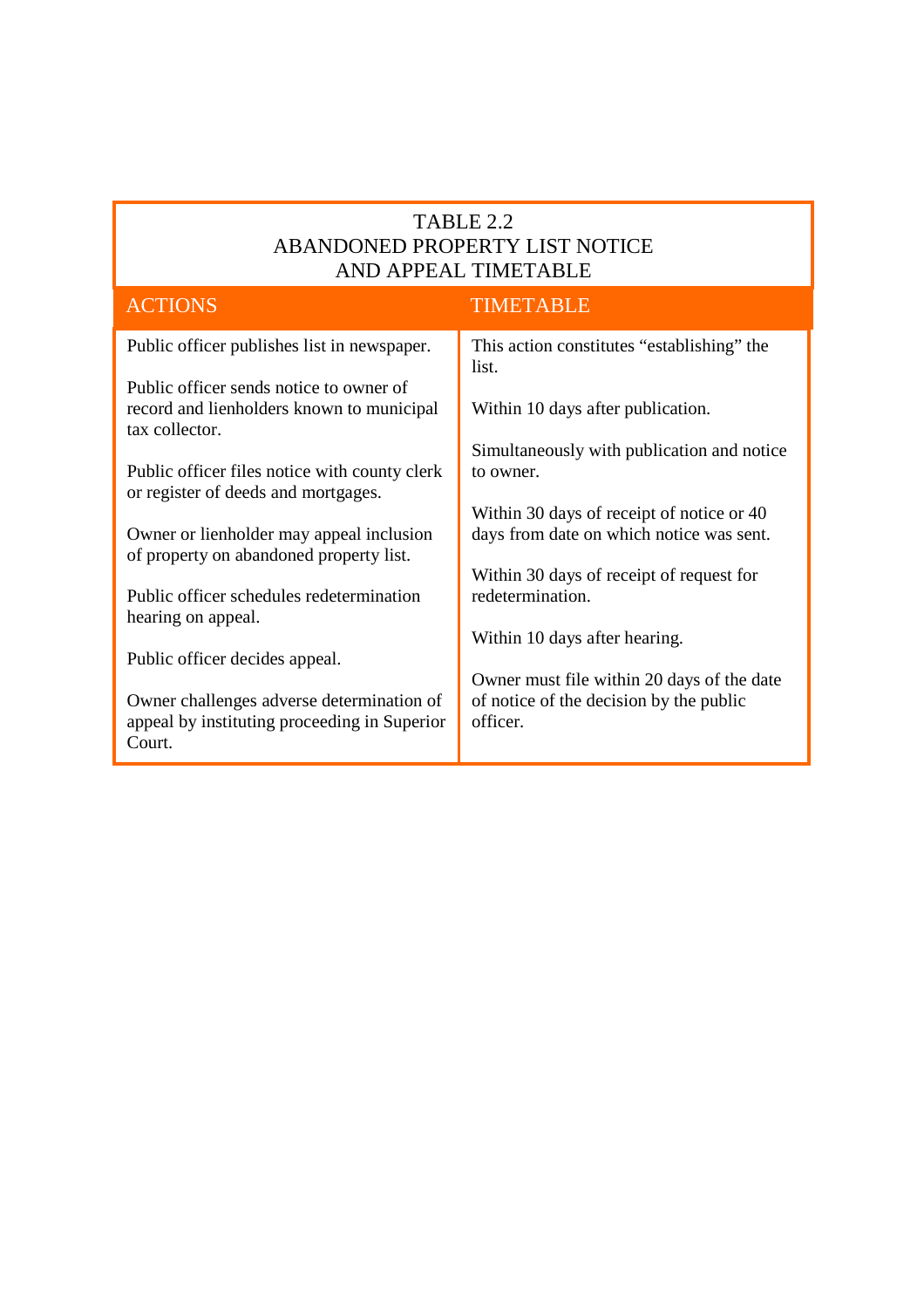TABLE 2.2
ABANDONED PROPERTY LIST NOTICE
AND APPEAL TIMETABLE

| ACTIONS | TIMETABLE |
|---|---|
| Public officer publishes list in newspaper. | This action constitutes "establishing" the list. |
| Public officer sends notice to owner of record and lienholders known to municipal tax collector. | Within 10 days after publication. |
| Public officer files notice with county clerk or register of deeds and mortgages. | Simultaneously with publication and notice to owner. |
| Owner or lienholder may appeal inclusion of property on abandoned property list. | Within 30 days of receipt of notice or 40 days from date on which notice was sent. |
| Public officer schedules redetermination hearing on appeal. | Within 30 days of receipt of request for redetermination. |
| Public officer decides appeal. | Within 10 days after hearing. |
| Owner challenges adverse determination of appeal by instituting proceeding in Superior Court. | Owner must file within 20 days of the date of notice of the decision by the public officer. |